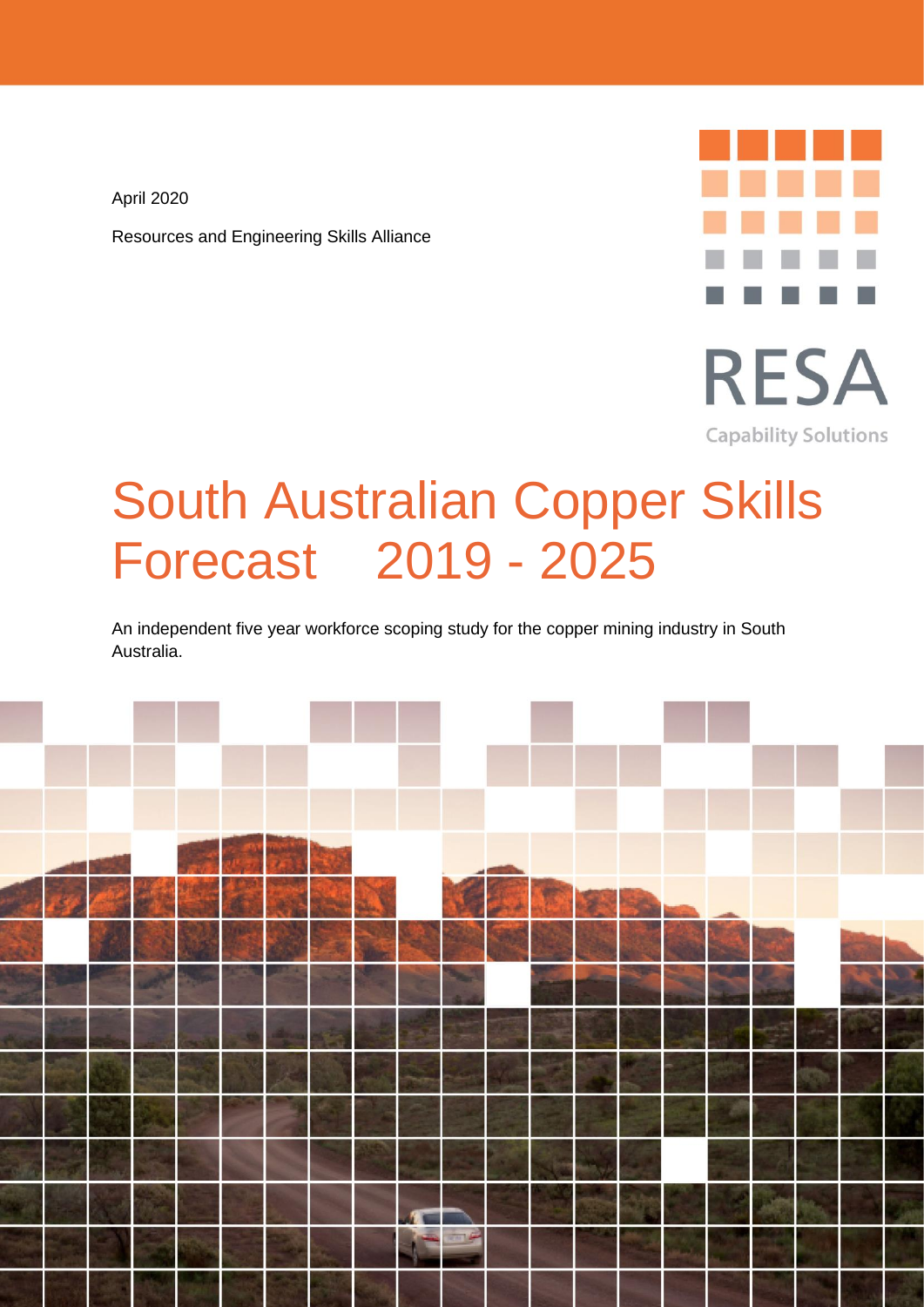April 2020

Resources and Engineering Skills Alliance

RESA

Capability Solutions

# South Australian Copper Skills Forecast 2019 - 2025

An independent five year workforce scoping study for the copper mining industry in South Australia.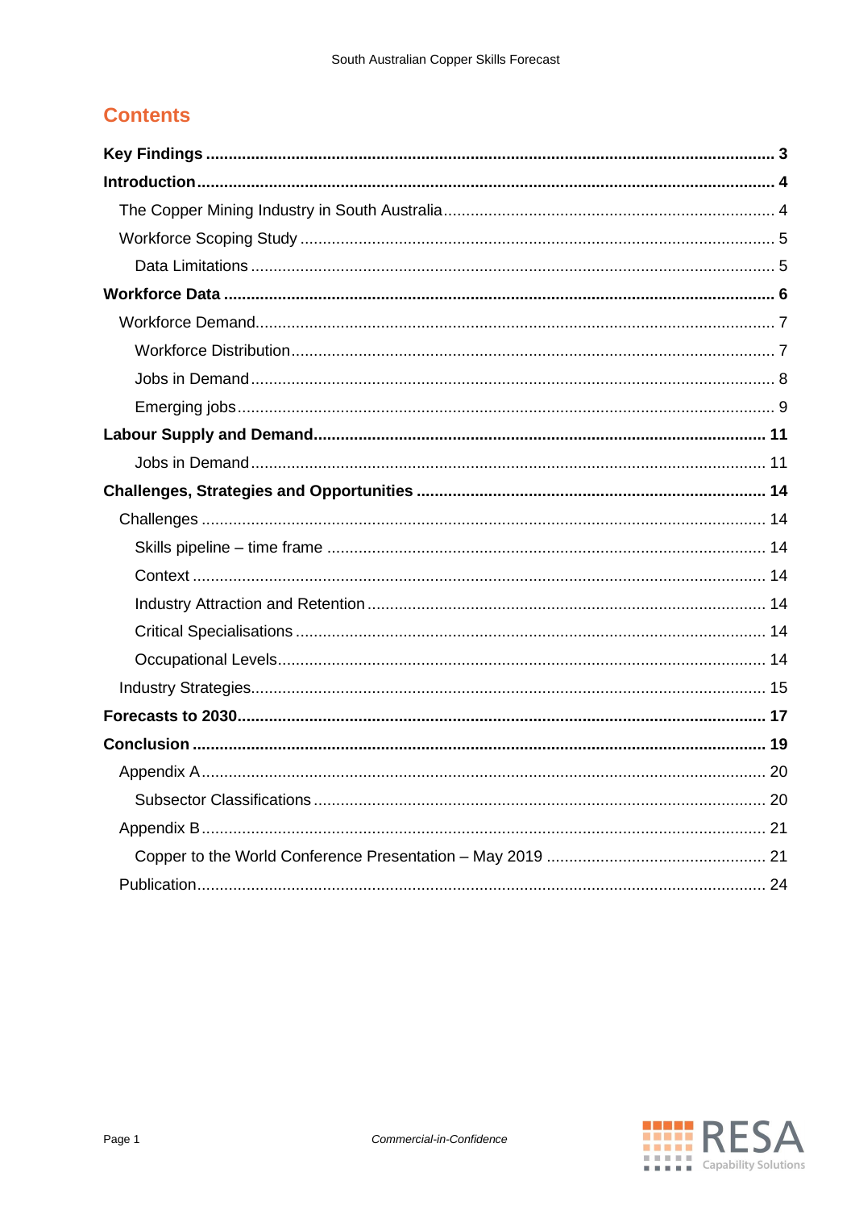## Contents

**Key Findings** .......... **3**

**Introduction** .......... **4**

- The Copper Mining Industry in South Australia .......... 4
- Workforce Scoping Study .......... 5
  - Data Limitations .......... 5

**Workforce Data** .......... **6**

- Workforce Demand .......... 7
  - Workforce Distribution .......... 7
  - Jobs in Demand .......... 8
  - Emerging jobs .......... 9

**Labour Supply and Demand** .......... **11**

- Jobs in Demand .......... 11

**Challenges, Strategies and Opportunities** .......... **14**

- Challenges .......... 14
  - Skills pipeline – time frame .......... 14
  - Context .......... 14
  - Industry Attraction and Retention .......... 14
  - Critical Specialisations .......... 14
  - Occupational Levels .......... 14
- Industry Strategies .......... 15

**Forecasts to 2030** .......... **17**

**Conclusion** .......... **19**

- Appendix A .......... 20
  - Subsector Classifications .......... 20
- Appendix B .......... 21
  - Copper to the World Conference Presentation – May 2019 .......... 21
- Publication .......... 24

*Commercial-in-Confidence*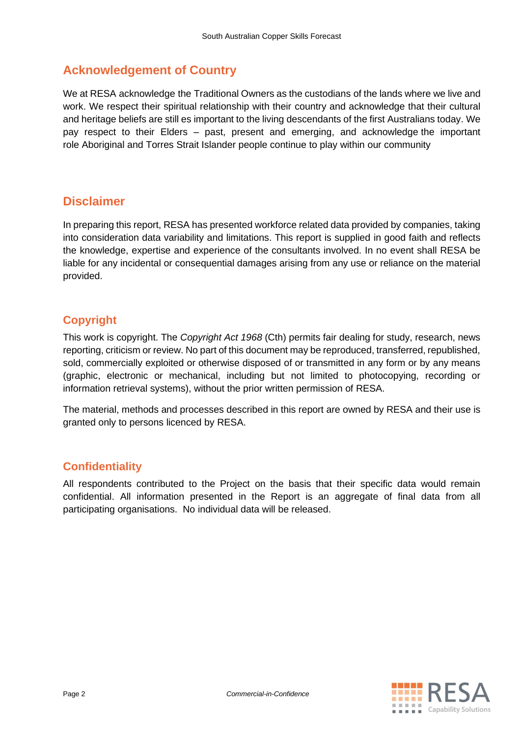## Acknowledgement of Country

We at RESA acknowledge the Traditional Owners as the custodians of the lands where we live and work. We respect their spiritual relationship with their country and acknowledge that their cultural and heritage beliefs are still es important to the living descendants of the first Australians today. We pay respect to their Elders – past, present and emerging, and acknowledge the important role Aboriginal and Torres Strait Islander people continue to play within our community

## Disclaimer

In preparing this report, RESA has presented workforce related data provided by companies, taking into consideration data variability and limitations. This report is supplied in good faith and reflects the knowledge, expertise and experience of the consultants involved. In no event shall RESA be liable for any incidental or consequential damages arising from any use or reliance on the material provided.

## Copyright

This work is copyright. The *Copyright Act 1968* (Cth) permits fair dealing for study, research, news reporting, criticism or review. No part of this document may be reproduced, transferred, republished, sold, commercially exploited or otherwise disposed of or transmitted in any form or by any means (graphic, electronic or mechanical, including but not limited to photocopying, recording or information retrieval systems), without the prior written permission of RESA.

The material, methods and processes described in this report are owned by RESA and their use is granted only to persons licenced by RESA.

## Confidentiality

All respondents contributed to the Project on the basis that their specific data would remain confidential. All information presented in the Report is an aggregate of final data from all participating organisations. No individual data will be released.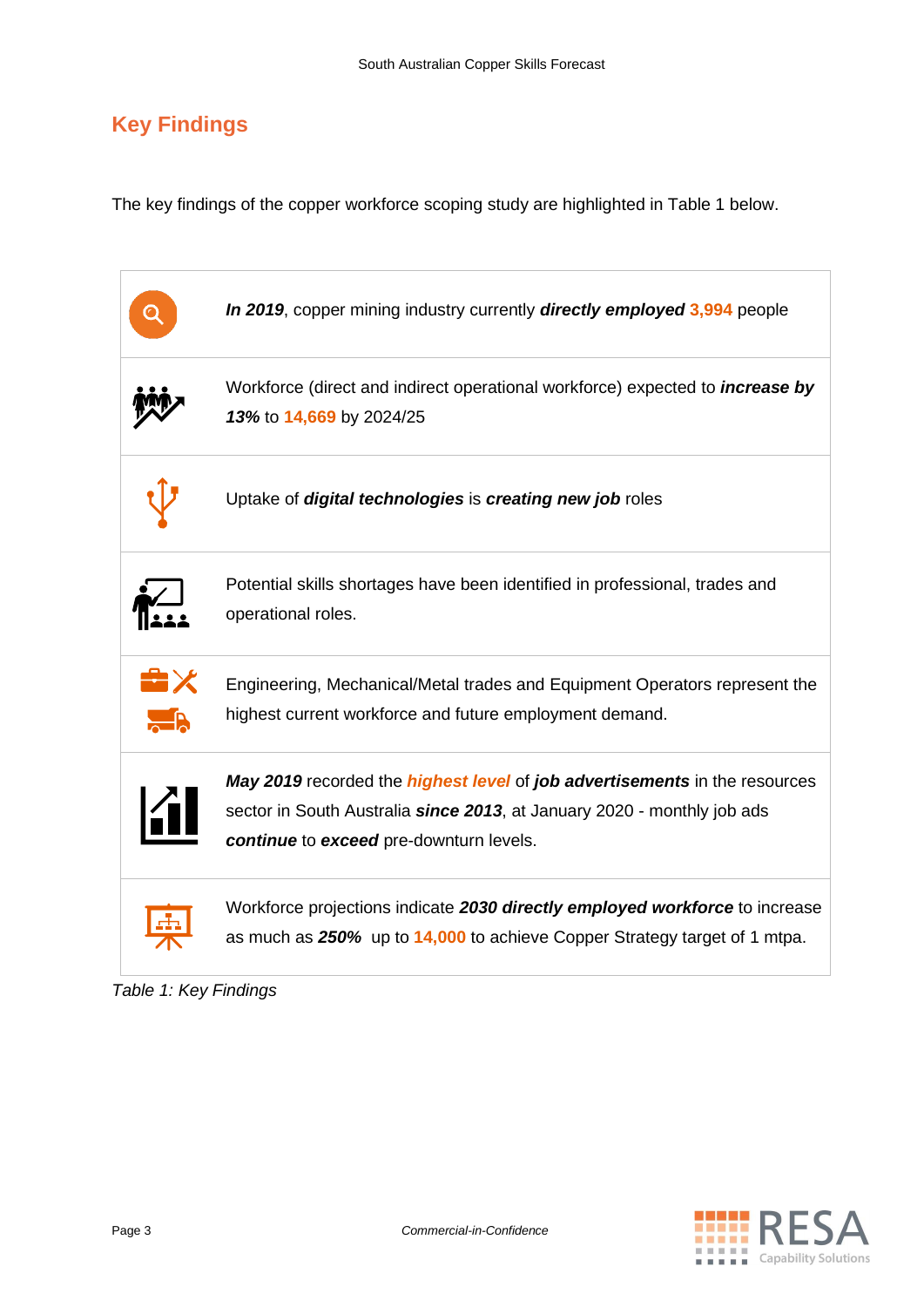## Key Findings

The key findings of the copper workforce scoping study are highlighted in Table 1 below.

| | |
|---|---|
| | ***In 2019***, copper mining industry currently ***directly employed*** **3,994** people |
| | Workforce (direct and indirect operational workforce) expected to ***increase by 13%*** to **14,669** by 2024/25 |
| | Uptake of ***digital technologies*** is ***creating new job*** roles |
| | Potential skills shortages have been identified in professional, trades and operational roles. |
| | Engineering, Mechanical/Metal trades and Equipment Operators represent the highest current workforce and future employment demand. |
| | ***May 2019*** recorded the ***highest level*** of ***job advertisements*** in the resources sector in South Australia ***since 2013***, at January 2020 - monthly job ads ***continue*** to ***exceed*** pre-downturn levels. |
| | Workforce projections indicate ***2030 directly employed workforce*** to increase as much as ***250%*** up to **14,000** to achieve Copper Strategy target of 1 mtpa. |

*Table 1: Key Findings*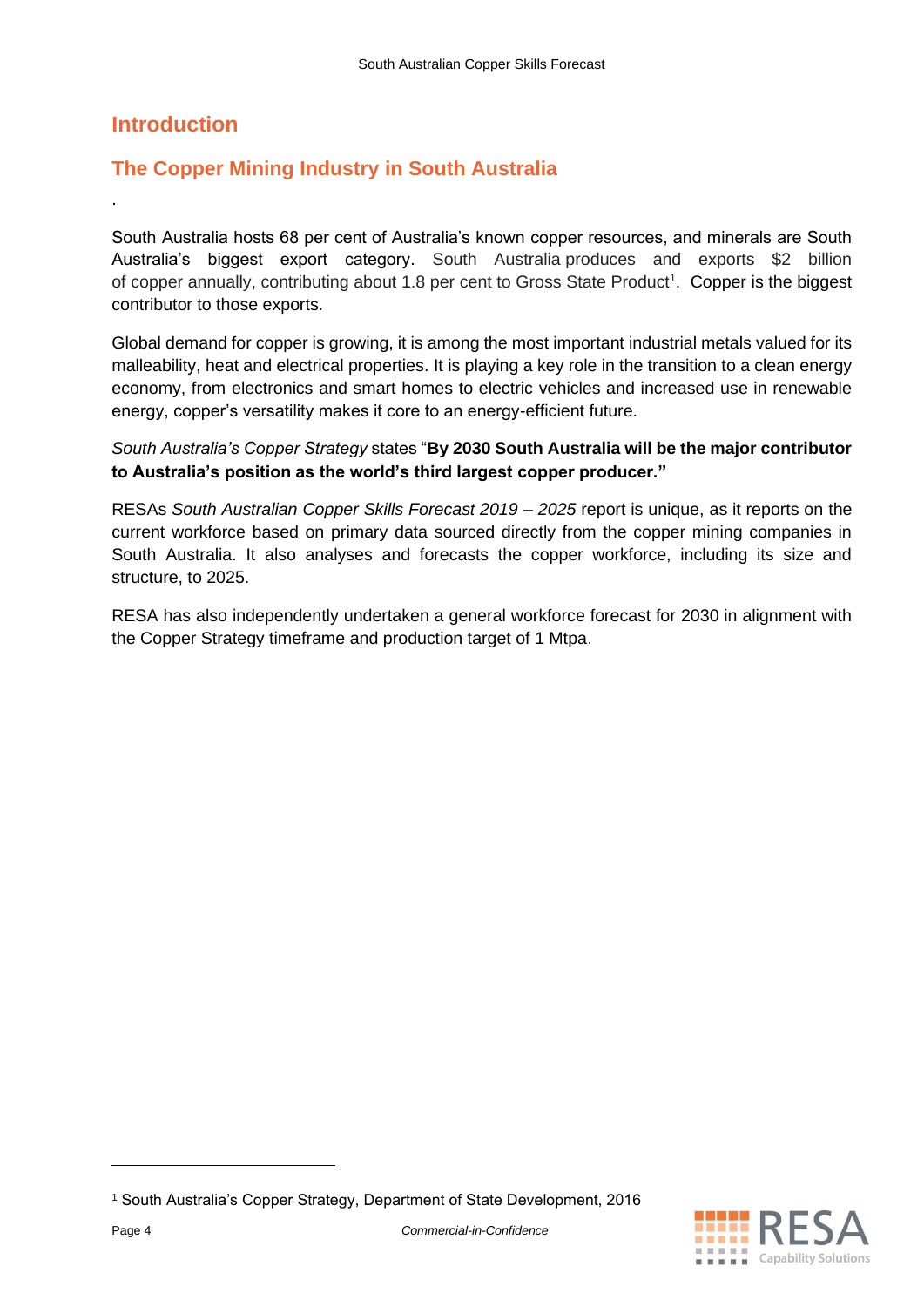# Introduction

## The Copper Mining Industry in South Australia

.

South Australia hosts 68 per cent of Australia's known copper resources, and minerals are South Australia's biggest export category. South Australia produces and exports $2 billion of copper annually, contributing about 1.8 per cent to Gross State Product[1]. Copper is the biggest contributor to those exports.

Global demand for copper is growing, it is among the most important industrial metals valued for its malleability, heat and electrical properties. It is playing a key role in the transition to a clean energy economy, from electronics and smart homes to electric vehicles and increased use in renewable energy, copper's versatility makes it core to an energy-efficient future.

*South Australia's Copper Strategy* states "**By 2030 South Australia will be the major contributor to Australia's position as the world's third largest copper producer."**

RESAs *South Australian Copper Skills Forecast 2019 – 2025* report is unique, as it reports on the current workforce based on primary data sourced directly from the copper mining companies in South Australia. It also analyses and forecasts the copper workforce, including its size and structure, to 2025.

RESA has also independently undertaken a general workforce forecast for 2030 in alignment with the Copper Strategy timeframe and production target of 1 Mtpa.

[1] South Australia's Copper Strategy, Department of State Development, 2016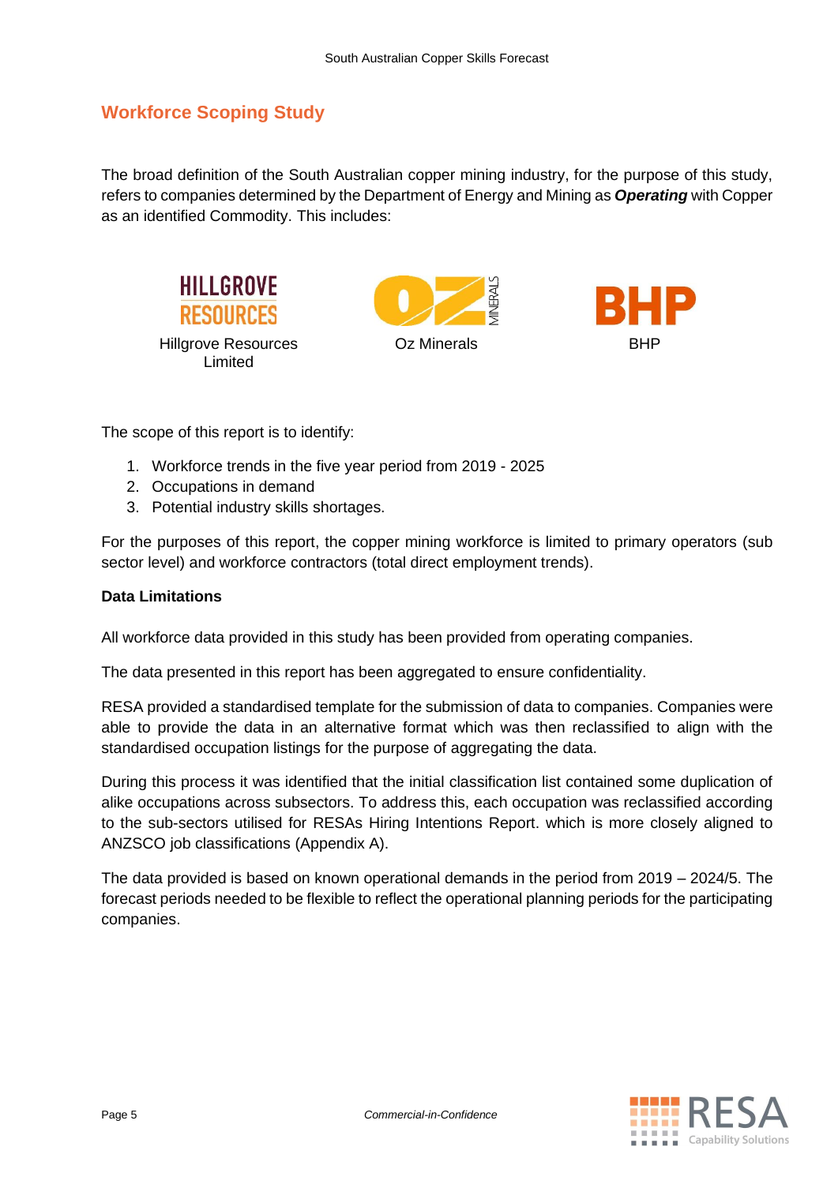## Workforce Scoping Study

The broad definition of the South Australian copper mining industry, for the purpose of this study, refers to companies determined by the Department of Energy and Mining as ***Operating*** with Copper as an identified Commodity. This includes:

Hillgrove Resources Limited

Oz Minerals

BHP

The scope of this report is to identify:

1. Workforce trends in the five year period from 2019 - 2025
2. Occupations in demand
3. Potential industry skills shortages.

For the purposes of this report, the copper mining workforce is limited to primary operators (sub sector level) and workforce contractors (total direct employment trends).

**Data Limitations**

All workforce data provided in this study has been provided from operating companies.

The data presented in this report has been aggregated to ensure confidentiality.

RESA provided a standardised template for the submission of data to companies. Companies were able to provide the data in an alternative format which was then reclassified to align with the standardised occupation listings for the purpose of aggregating the data.

During this process it was identified that the initial classification list contained some duplication of alike occupations across subsectors. To address this, each occupation was reclassified according to the sub-sectors utilised for RESAs Hiring Intentions Report. which is more closely aligned to ANZSCO job classifications (Appendix A).

The data provided is based on known operational demands in the period from 2019 – 2024/5. The forecast periods needed to be flexible to reflect the operational planning periods for the participating companies.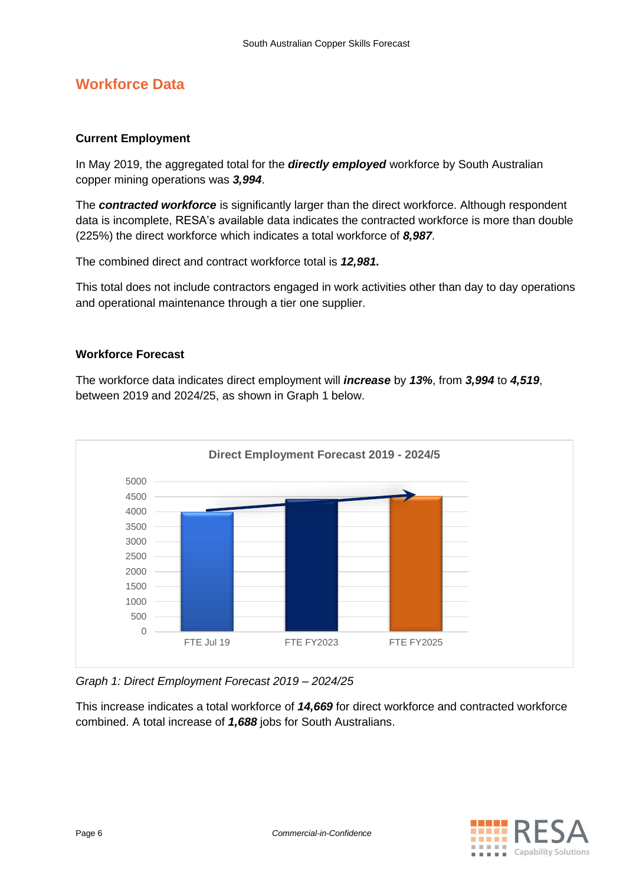## Workforce Data

### Current Employment

In May 2019, the aggregated total for the ***directly employed*** workforce by South Australian copper mining operations was ***3,994***.

The ***contracted workforce*** is significantly larger than the direct workforce. Although respondent data is incomplete, RESA's available data indicates the contracted workforce is more than double (225%) the direct workforce which indicates a total workforce of ***8,987***.

The combined direct and contract workforce total is ***12,981*****.**

This total does not include contractors engaged in work activities other than day to day operations and operational maintenance through a tier one supplier.

### Workforce Forecast

The workforce data indicates direct employment will ***increase*** by ***13%***, from ***3,994*** to ***4,519***, between 2019 and 2024/25, as shown in Graph 1 below.

*Graph 1: Direct Employment Forecast 2019 – 2024/25*

This increase indicates a total workforce of ***14,669*** for direct workforce and contracted workforce combined. A total increase of ***1,688*** jobs for South Australians.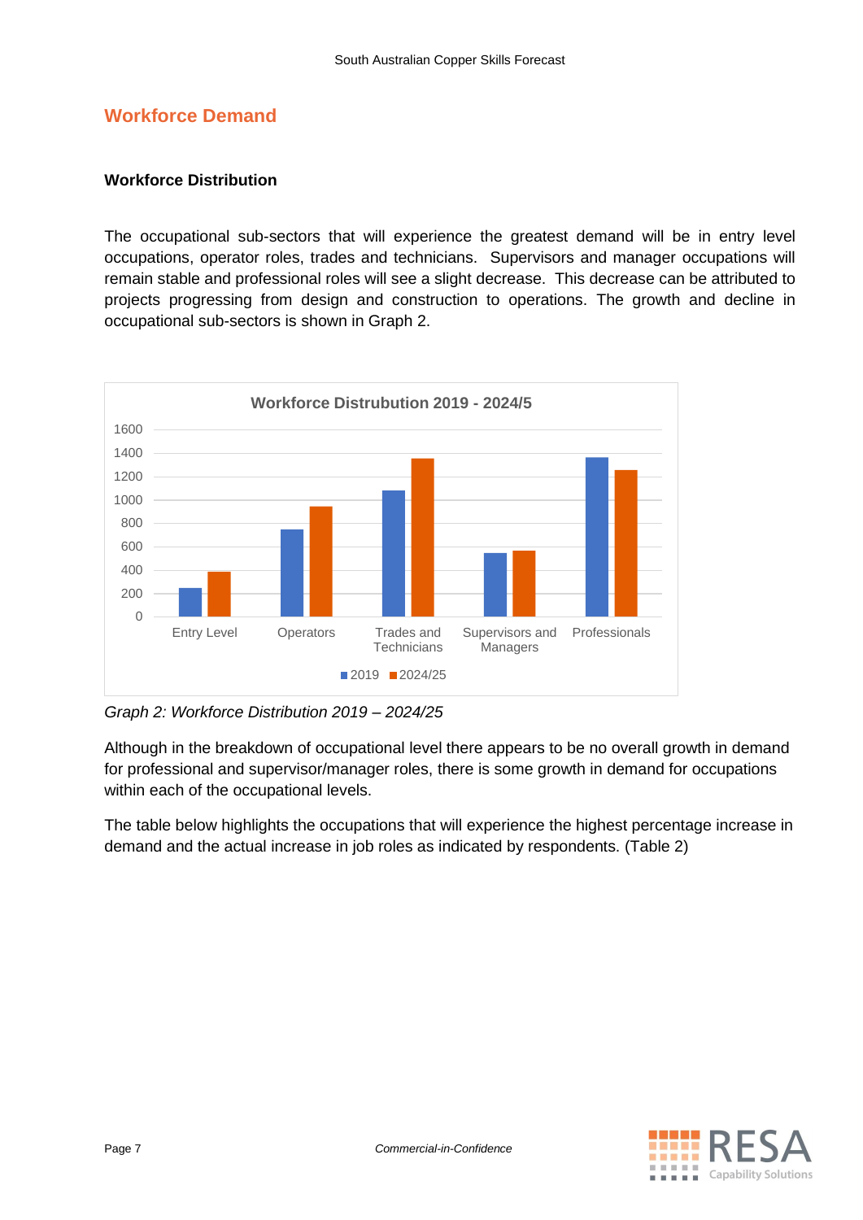## Workforce Demand

### Workforce Distribution

The occupational sub-sectors that will experience the greatest demand will be in entry level occupations, operator roles, trades and technicians. Supervisors and manager occupations will remain stable and professional roles will see a slight decrease. This decrease can be attributed to projects progressing from design and construction to operations. The growth and decline in occupational sub-sectors is shown in Graph 2.

*Graph 2: Workforce Distribution 2019 – 2024/25*

Although in the breakdown of occupational level there appears to be no overall growth in demand for professional and supervisor/manager roles, there is some growth in demand for occupations within each of the occupational levels.

The table below highlights the occupations that will experience the highest percentage increase in demand and the actual increase in job roles as indicated by respondents. (Table 2)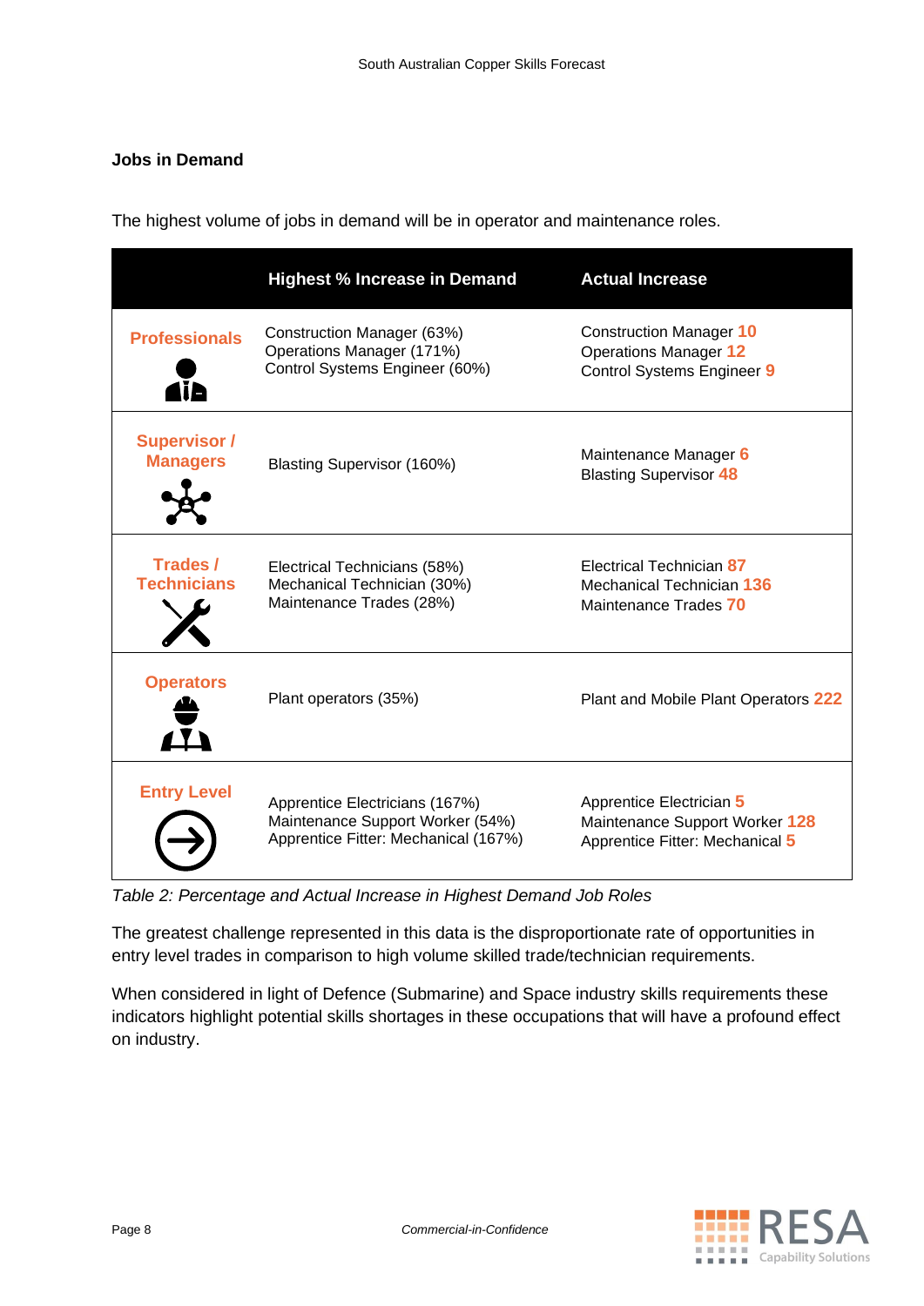## Jobs in Demand

The highest volume of jobs in demand will be in operator and maintenance roles.

| | Highest % Increase in Demand | Actual Increase |
|---|---|---|
| **Professionals** | Construction Manager (63%)<br>Operations Manager (171%)<br>Control Systems Engineer (60%) | Construction Manager **10**<br>Operations Manager **12**<br>Control Systems Engineer **9** |
| **Supervisor / Managers** | Blasting Supervisor (160%) | Maintenance Manager **6**<br>Blasting Supervisor **48** |
| **Trades / Technicians** | Electrical Technicians (58%)<br>Mechanical Technician (30%)<br>Maintenance Trades (28%) | Electrical Technician **87**<br>Mechanical Technician **136**<br>Maintenance Trades **70** |
| **Operators** | Plant operators (35%) | Plant and Mobile Plant Operators **222** |
| **Entry Level** | Apprentice Electricians (167%)<br>Maintenance Support Worker (54%)<br>Apprentice Fitter: Mechanical (167%) | Apprentice Electrician **5**<br>Maintenance Support Worker **128**<br>Apprentice Fitter: Mechanical **5** |

*Table 2: Percentage and Actual Increase in Highest Demand Job Roles*

The greatest challenge represented in this data is the disproportionate rate of opportunities in entry level trades in comparison to high volume skilled trade/technician requirements.

When considered in light of Defence (Submarine) and Space industry skills requirements these indicators highlight potential skills shortages in these occupations that will have a profound effect on industry.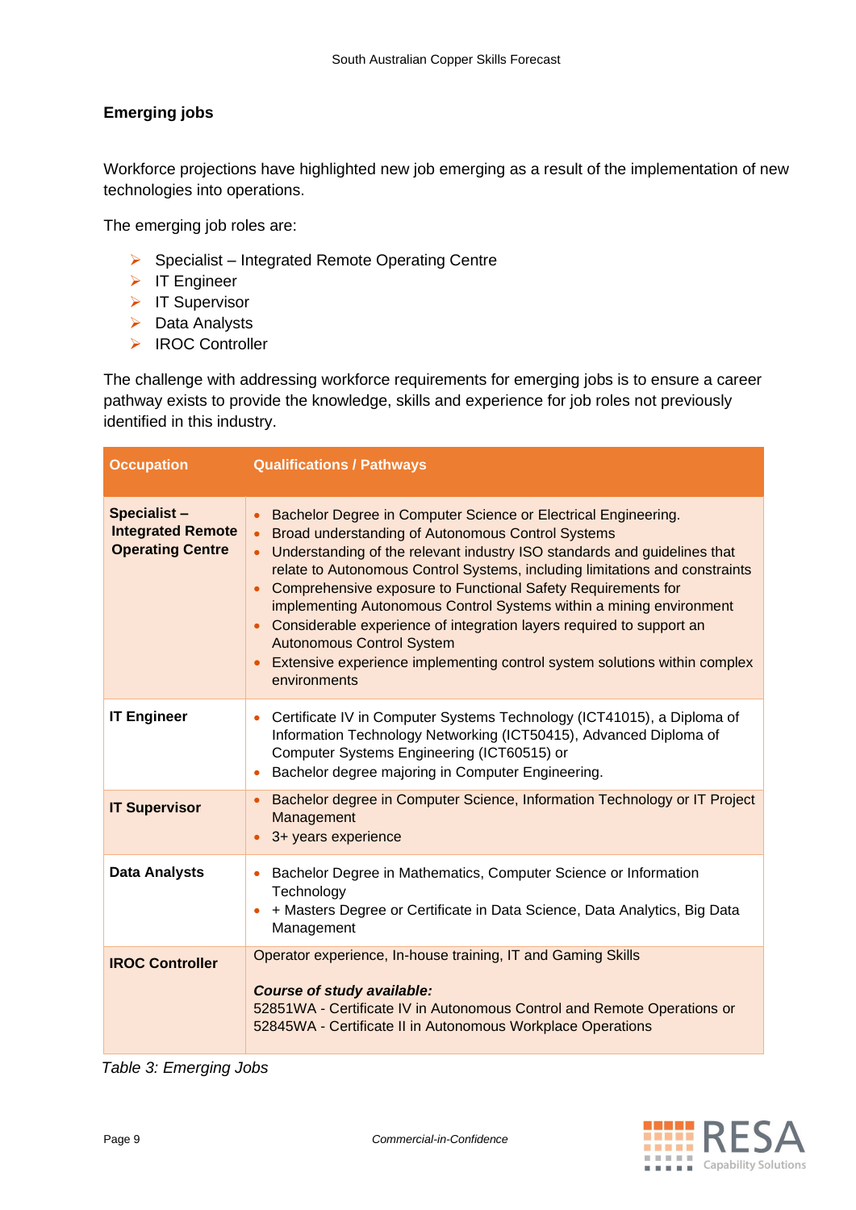## Emerging jobs

Workforce projections have highlighted new job emerging as a result of the implementation of new technologies into operations.

The emerging job roles are:

- Specialist – Integrated Remote Operating Centre
- IT Engineer
- IT Supervisor
- Data Analysts
- IROC Controller

The challenge with addressing workforce requirements for emerging jobs is to ensure a career pathway exists to provide the knowledge, skills and experience for job roles not previously identified in this industry.

| Occupation | Qualifications / Pathways |
|---|---|
| **Specialist – Integrated Remote Operating Centre** | • Bachelor Degree in Computer Science or Electrical Engineering.<br>• Broad understanding of Autonomous Control Systems<br>• Understanding of the relevant industry ISO standards and guidelines that relate to Autonomous Control Systems, including limitations and constraints<br>• Comprehensive exposure to Functional Safety Requirements for implementing Autonomous Control Systems within a mining environment<br>• Considerable experience of integration layers required to support an Autonomous Control System<br>• Extensive experience implementing control system solutions within complex environments |
| **IT Engineer** | • Certificate IV in Computer Systems Technology (ICT41015), a Diploma of Information Technology Networking (ICT50415), Advanced Diploma of Computer Systems Engineering (ICT60515) or<br>• Bachelor degree majoring in Computer Engineering. |
| **IT Supervisor** | • Bachelor degree in Computer Science, Information Technology or IT Project Management<br>• 3+ years experience |
| **Data Analysts** | • Bachelor Degree in Mathematics, Computer Science or Information Technology<br>• + Masters Degree or Certificate in Data Science, Data Analytics, Big Data Management |
| **IROC Controller** | Operator experience, In-house training, IT and Gaming Skills<br><br>***Course of study available:***<br>52851WA - Certificate IV in Autonomous Control and Remote Operations or 52845WA - Certificate II in Autonomous Workplace Operations |

*Table 3: Emerging Jobs*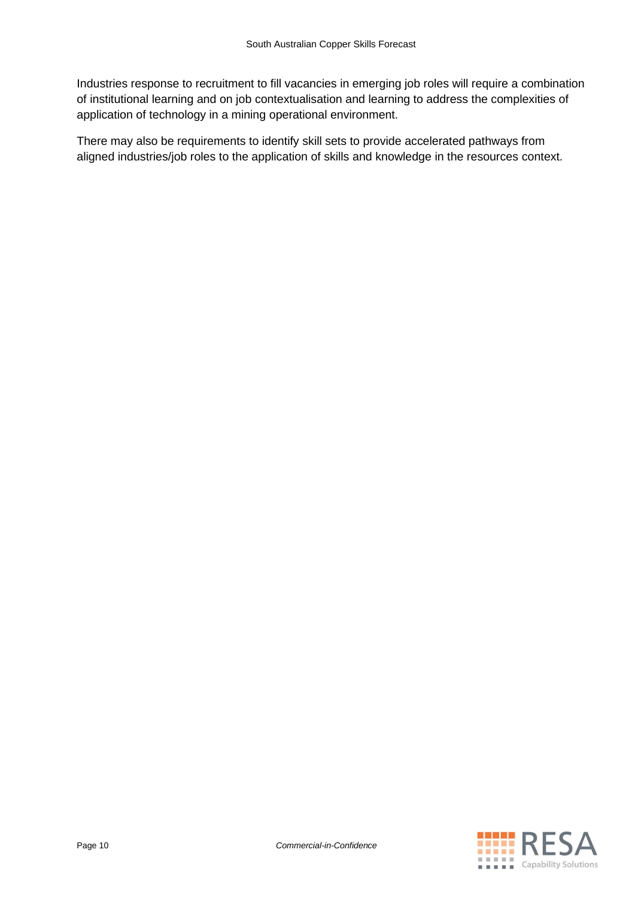Industries response to recruitment to fill vacancies in emerging job roles will require a combination of institutional learning and on job contextualisation and learning to address the complexities of application of technology in a mining operational environment.

There may also be requirements to identify skill sets to provide accelerated pathways from aligned industries/job roles to the application of skills and knowledge in the resources context.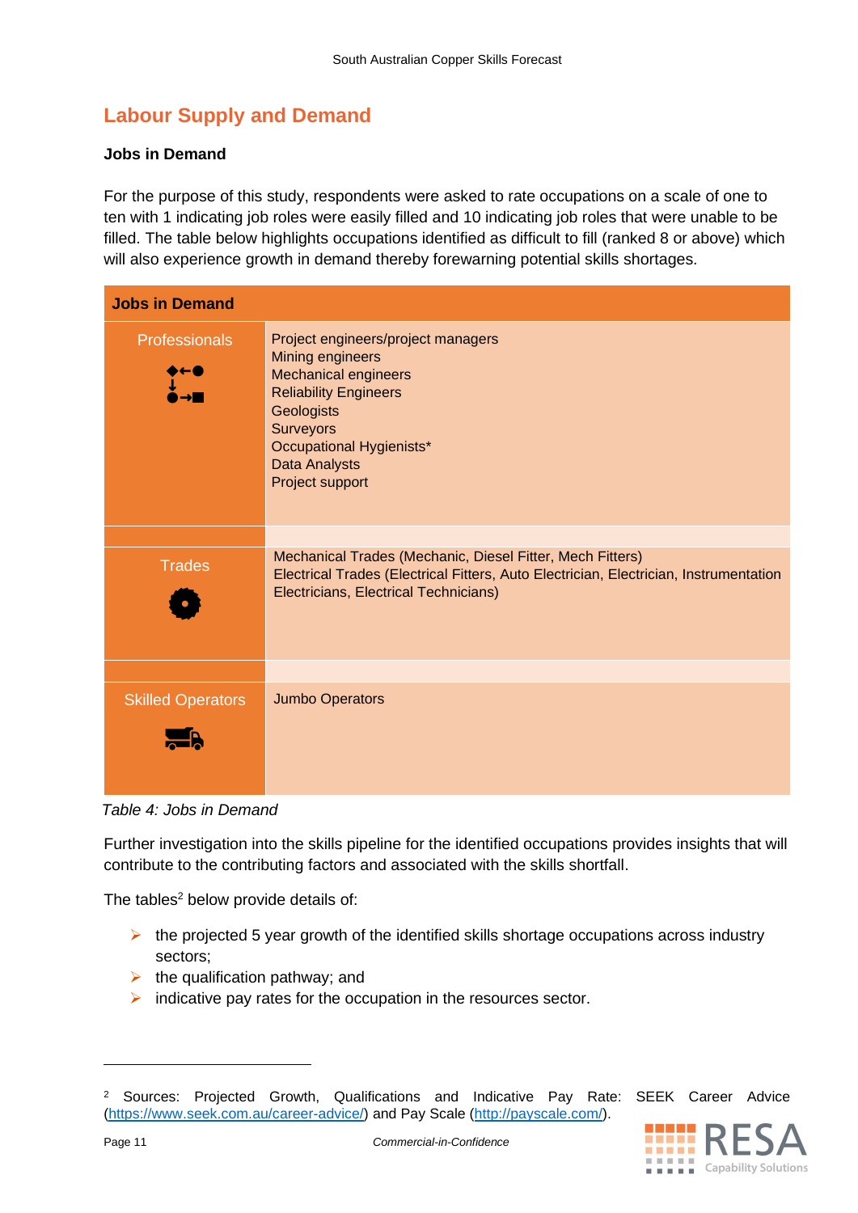## Labour Supply and Demand

### Jobs in Demand

For the purpose of this study, respondents were asked to rate occupations on a scale of one to ten with 1 indicating job roles were easily filled and 10 indicating job roles that were unable to be filled. The table below highlights occupations identified as difficult to fill (ranked 8 or above) which will also experience growth in demand thereby forewarning potential skills shortages.

| Jobs in Demand | |
|---|---|
| Professionals | Project engineers/project managers<br>Mining engineers<br>Mechanical engineers<br>Reliability Engineers<br>Geologists<br>Surveyors<br>Occupational Hygienists*<br>Data Analysts<br>Project support |
| Trades | Mechanical Trades (Mechanic, Diesel Fitter, Mech Fitters)<br>Electrical Trades (Electrical Fitters, Auto Electrician, Electrician, Instrumentation Electricians, Electrical Technicians) |
| Skilled Operators | Jumbo Operators |

*Table 4: Jobs in Demand*

Further investigation into the skills pipeline for the identified occupations provides insights that will contribute to the contributing factors and associated with the skills shortfall.

The tables[2] below provide details of:

- the projected 5 year growth of the identified skills shortage occupations across industry sectors;
- the qualification pathway; and
- indicative pay rates for the occupation in the resources sector.

---

[2] Sources: Projected Growth, Qualifications and Indicative Pay Rate: SEEK Career Advice (https://www.seek.com.au/career-advice/) and Pay Scale (http://payscale.com/).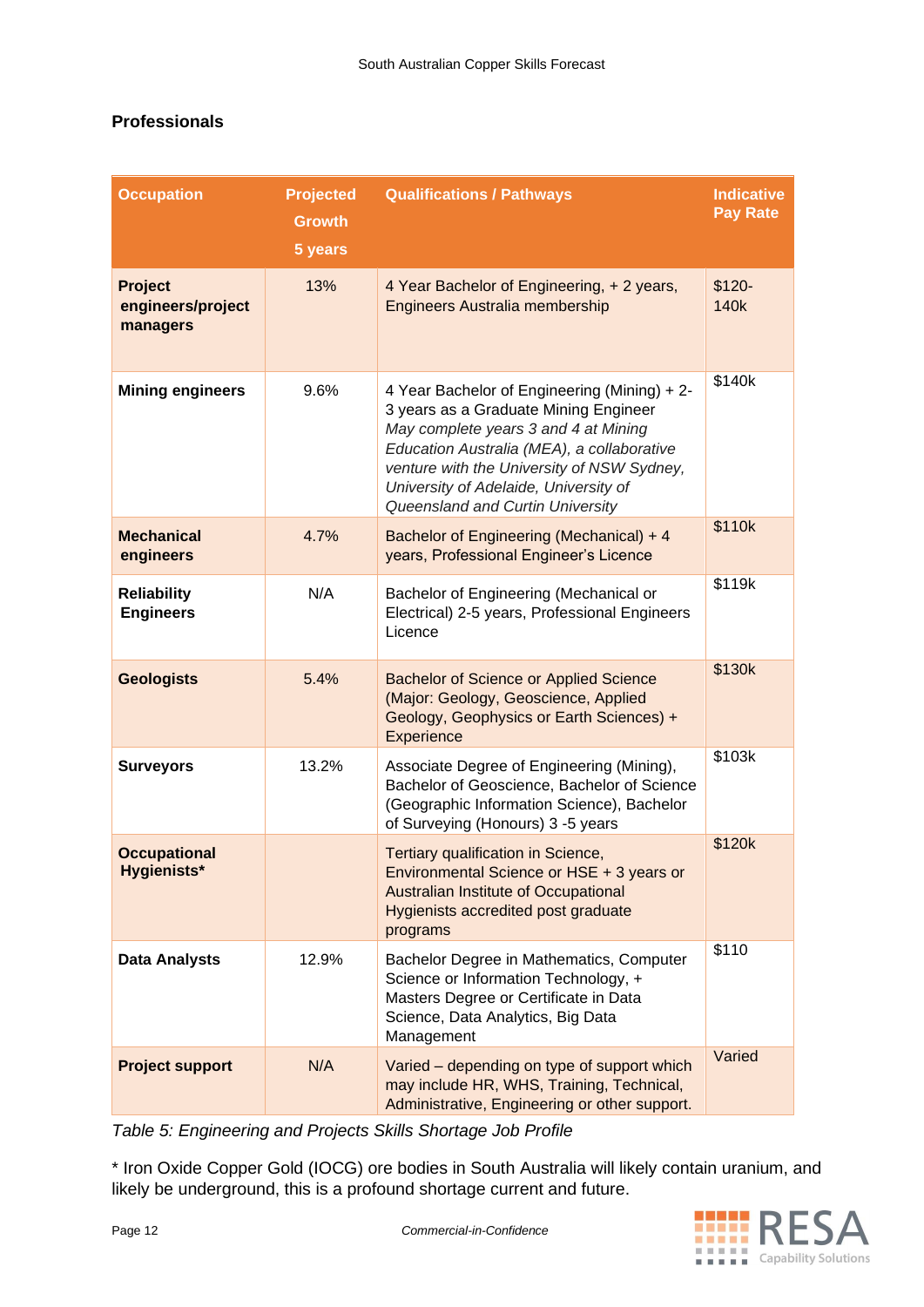## Professionals

| Occupation | Projected Growth 5 years | Qualifications / Pathways | Indicative Pay Rate |
|---|---|---|---|
| **Project engineers/project managers** | 13% | 4 Year Bachelor of Engineering, + 2 years, Engineers Australia membership | $120-140k |
| **Mining engineers** | 9.6% | 4 Year Bachelor of Engineering (Mining) + 2-3 years as a Graduate Mining Engineer *May complete years 3 and 4 at Mining Education Australia (MEA), a collaborative venture with the University of NSW Sydney, University of Adelaide, University of Queensland and Curtin University* | $140k |
| **Mechanical engineers** | 4.7% | Bachelor of Engineering (Mechanical) + 4 years, Professional Engineer's Licence | $110k |
| **Reliability Engineers** | N/A | Bachelor of Engineering (Mechanical or Electrical) 2-5 years, Professional Engineers Licence | $119k |
| **Geologists** | 5.4% | Bachelor of Science or Applied Science (Major: Geology, Geoscience, Applied Geology, Geophysics or Earth Sciences) + Experience | $130k |
| **Surveyors** | 13.2% | Associate Degree of Engineering (Mining), Bachelor of Geoscience, Bachelor of Science (Geographic Information Science), Bachelor of Surveying (Honours) 3 -5 years | $103k |
| **Occupational Hygienists*** | | Tertiary qualification in Science, Environmental Science or HSE + 3 years or Australian Institute of Occupational Hygienists accredited post graduate programs | $120k |
| **Data Analysts** | 12.9% | Bachelor Degree in Mathematics, Computer Science or Information Technology, + Masters Degree or Certificate in Data Science, Data Analytics, Big Data Management | $110 |
| **Project support** | N/A | Varied – depending on type of support which may include HR, WHS, Training, Technical, Administrative, Engineering or other support. | Varied |

*Table 5: Engineering and Projects Skills Shortage Job Profile*

* Iron Oxide Copper Gold (IOCG) ore bodies in South Australia will likely contain uranium, and likely be underground, this is a profound shortage current and future.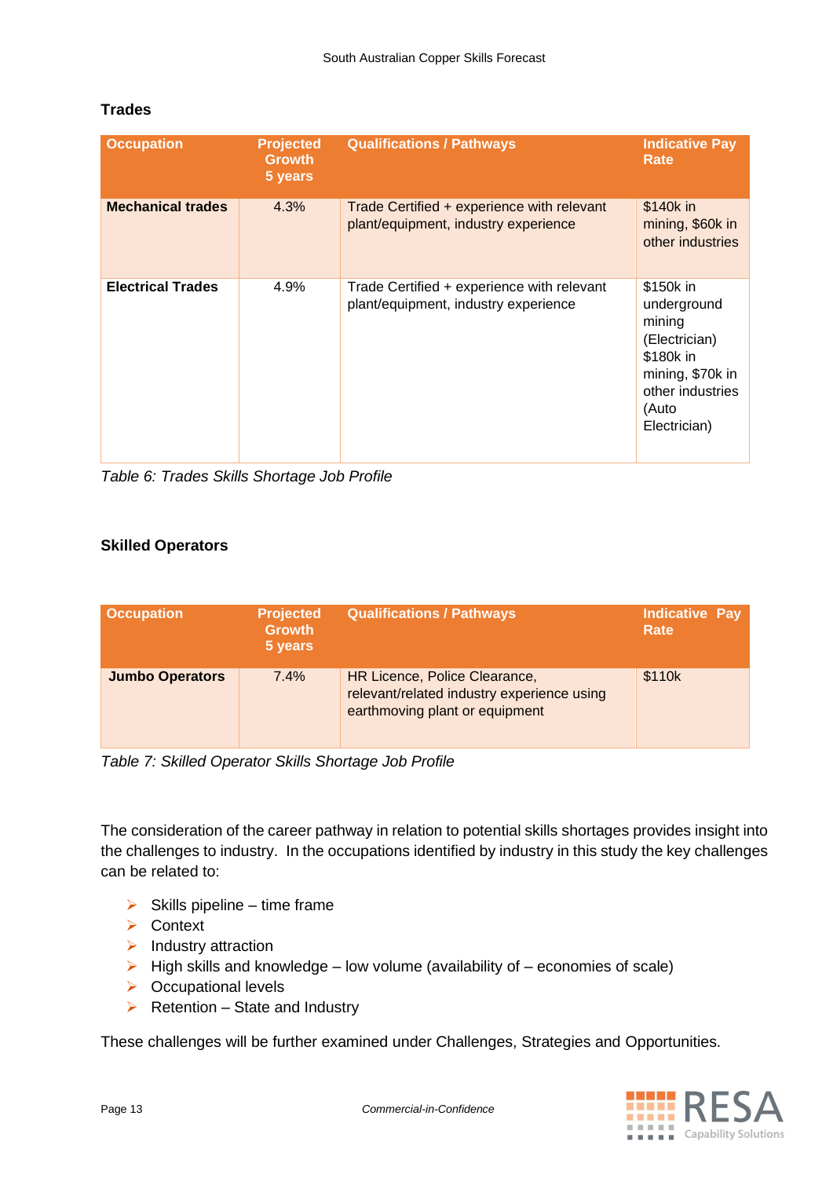### Trades

| Occupation | Projected Growth 5 years | Qualifications / Pathways | Indicative Pay Rate |
|---|---|---|---|
| **Mechanical trades** | 4.3% | Trade Certified + experience with relevant plant/equipment, industry experience | $140k in mining, $60k in other industries |
| **Electrical Trades** | 4.9% | Trade Certified + experience with relevant plant/equipment, industry experience | $150k in underground mining (Electrician) $180k in mining, $70k in other industries (Auto Electrician) |

*Table 6: Trades Skills Shortage Job Profile*

### Skilled Operators

| Occupation | Projected Growth 5 years | Qualifications / Pathways | Indicative Pay Rate |
|---|---|---|---|
| **Jumbo Operators** | 7.4% | HR Licence, Police Clearance, relevant/related industry experience using earthmoving plant or equipment | $110k |

*Table 7: Skilled Operator Skills Shortage Job Profile*

The consideration of the career pathway in relation to potential skills shortages provides insight into the challenges to industry. In the occupations identified by industry in this study the key challenges can be related to:

- Skills pipeline – time frame
- Context
- Industry attraction
- High skills and knowledge – low volume (availability of – economies of scale)
- Occupational levels
- Retention – State and Industry

These challenges will be further examined under Challenges, Strategies and Opportunities.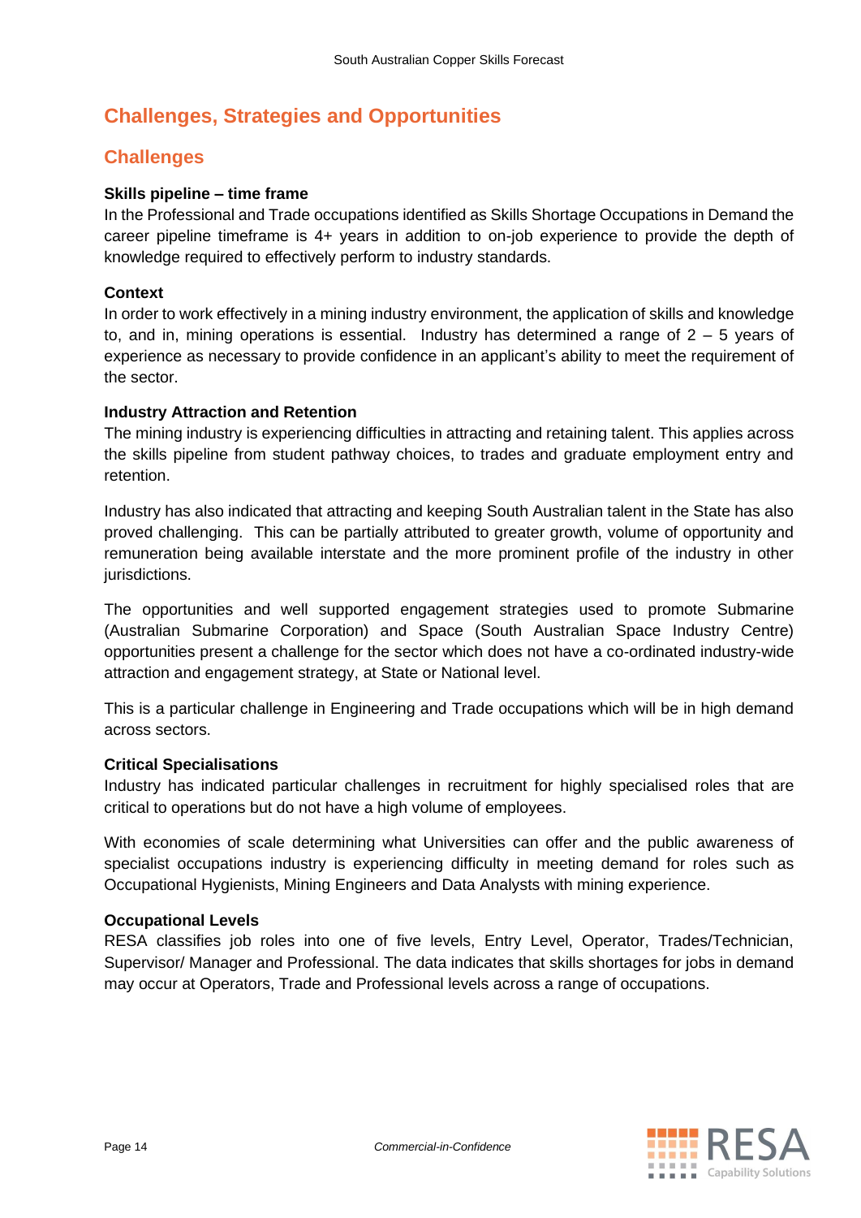# Challenges, Strategies and Opportunities

## Challenges

**Skills pipeline – time frame**

In the Professional and Trade occupations identified as Skills Shortage Occupations in Demand the career pipeline timeframe is 4+ years in addition to on-job experience to provide the depth of knowledge required to effectively perform to industry standards.

**Context**

In order to work effectively in a mining industry environment, the application of skills and knowledge to, and in, mining operations is essential. Industry has determined a range of 2 – 5 years of experience as necessary to provide confidence in an applicant's ability to meet the requirement of the sector.

**Industry Attraction and Retention**

The mining industry is experiencing difficulties in attracting and retaining talent. This applies across the skills pipeline from student pathway choices, to trades and graduate employment entry and retention.

Industry has also indicated that attracting and keeping South Australian talent in the State has also proved challenging. This can be partially attributed to greater growth, volume of opportunity and remuneration being available interstate and the more prominent profile of the industry in other jurisdictions.

The opportunities and well supported engagement strategies used to promote Submarine (Australian Submarine Corporation) and Space (South Australian Space Industry Centre) opportunities present a challenge for the sector which does not have a co-ordinated industry-wide attraction and engagement strategy, at State or National level.

This is a particular challenge in Engineering and Trade occupations which will be in high demand across sectors.

**Critical Specialisations**

Industry has indicated particular challenges in recruitment for highly specialised roles that are critical to operations but do not have a high volume of employees.

With economies of scale determining what Universities can offer and the public awareness of specialist occupations industry is experiencing difficulty in meeting demand for roles such as Occupational Hygienists, Mining Engineers and Data Analysts with mining experience.

**Occupational Levels**

RESA classifies job roles into one of five levels, Entry Level, Operator, Trades/Technician, Supervisor/ Manager and Professional. The data indicates that skills shortages for jobs in demand may occur at Operators, Trade and Professional levels across a range of occupations.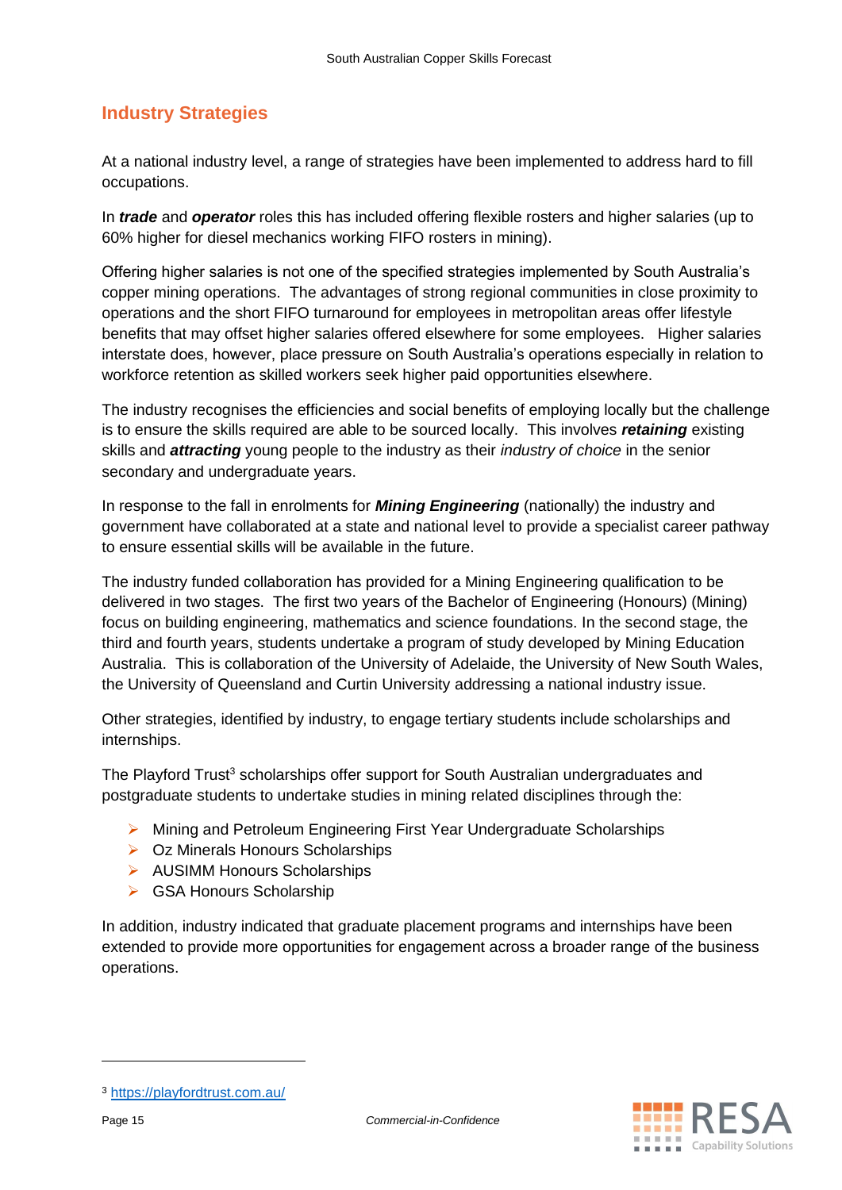## Industry Strategies

At a national industry level, a range of strategies have been implemented to address hard to fill occupations.

In ***trade*** and ***operator*** roles this has included offering flexible rosters and higher salaries (up to 60% higher for diesel mechanics working FIFO rosters in mining).

Offering higher salaries is not one of the specified strategies implemented by South Australia's copper mining operations. The advantages of strong regional communities in close proximity to operations and the short FIFO turnaround for employees in metropolitan areas offer lifestyle benefits that may offset higher salaries offered elsewhere for some employees. Higher salaries interstate does, however, place pressure on South Australia's operations especially in relation to workforce retention as skilled workers seek higher paid opportunities elsewhere.

The industry recognises the efficiencies and social benefits of employing locally but the challenge is to ensure the skills required are able to be sourced locally. This involves ***retaining*** existing skills and ***attracting*** young people to the industry as their *industry of choice* in the senior secondary and undergraduate years.

In response to the fall in enrolments for ***Mining Engineering*** (nationally) the industry and government have collaborated at a state and national level to provide a specialist career pathway to ensure essential skills will be available in the future.

The industry funded collaboration has provided for a Mining Engineering qualification to be delivered in two stages. The first two years of the Bachelor of Engineering (Honours) (Mining) focus on building engineering, mathematics and science foundations. In the second stage, the third and fourth years, students undertake a program of study developed by Mining Education Australia. This is collaboration of the University of Adelaide, the University of New South Wales, the University of Queensland and Curtin University addressing a national industry issue.

Other strategies, identified by industry, to engage tertiary students include scholarships and internships.

The Playford Trust[3] scholarships offer support for South Australian undergraduates and postgraduate students to undertake studies in mining related disciplines through the:

- Mining and Petroleum Engineering First Year Undergraduate Scholarships
- Oz Minerals Honours Scholarships
- AUSIMM Honours Scholarships
- GSA Honours Scholarship

In addition, industry indicated that graduate placement programs and internships have been extended to provide more opportunities for engagement across a broader range of the business operations.

---

[3] https://playfordtrust.com.au/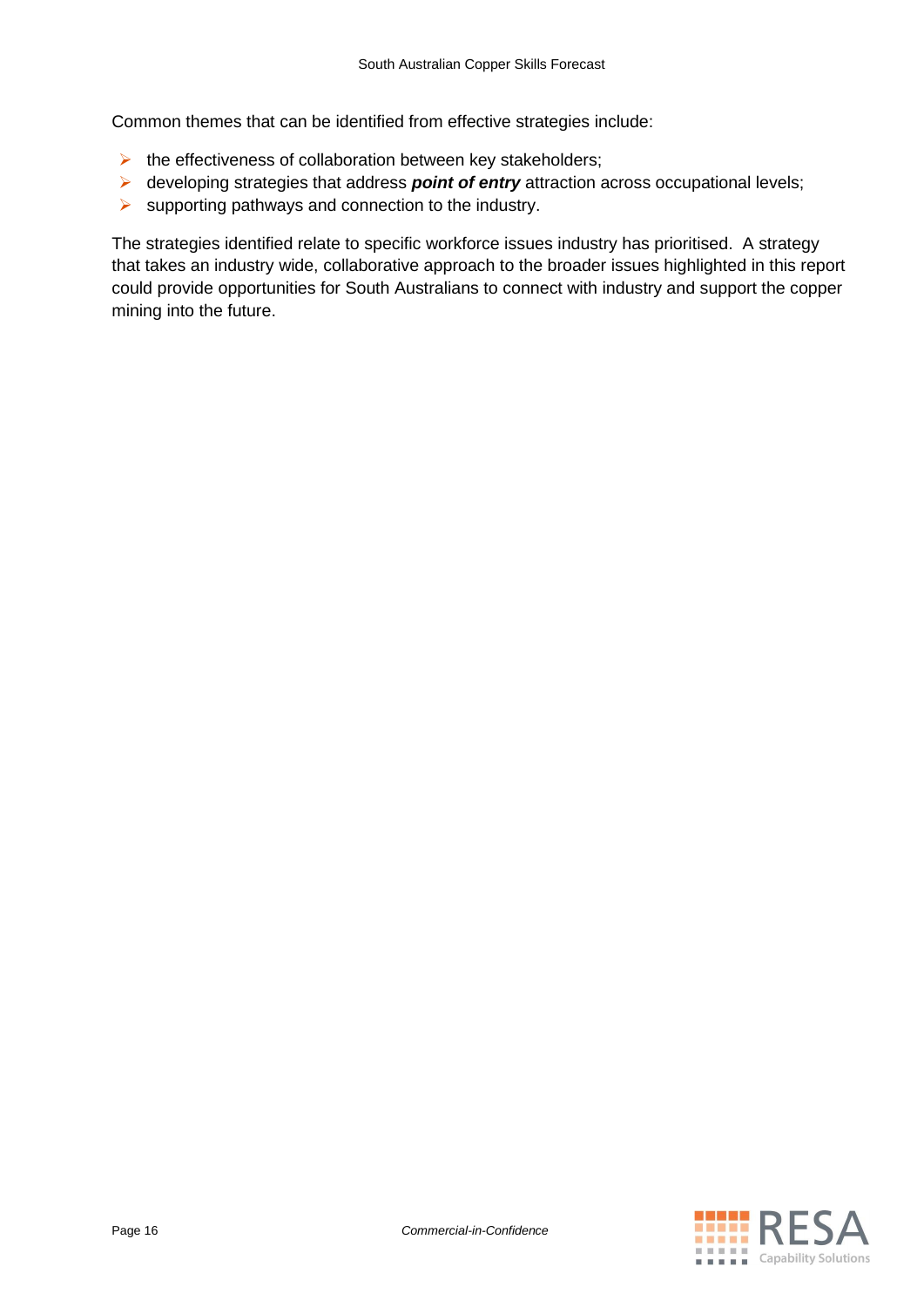Common themes that can be identified from effective strategies include:

- the effectiveness of collaboration between key stakeholders;
- developing strategies that address ***point of entry*** attraction across occupational levels;
- supporting pathways and connection to the industry.

The strategies identified relate to specific workforce issues industry has prioritised.  A strategy that takes an industry wide, collaborative approach to the broader issues highlighted in this report could provide opportunities for South Australians to connect with industry and support the copper mining into the future.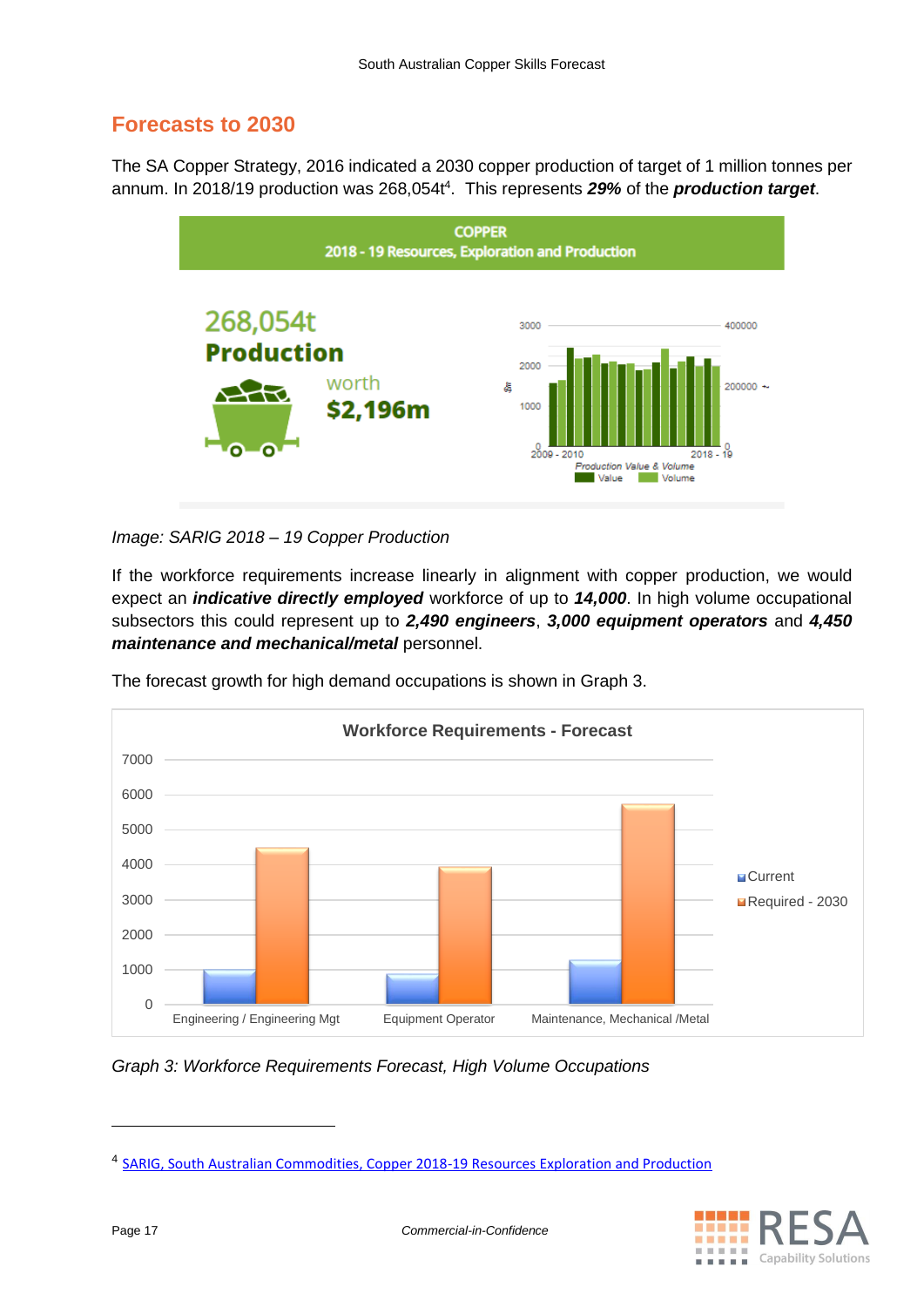## Forecasts to 2030

The SA Copper Strategy, 2016 indicated a 2030 copper production of target of 1 million tonnes per annum. In 2018/19 production was 268,054t[4]. This represents ***29%*** of the ***production target***.

*Image: SARIG 2018 – 19 Copper Production*

If the workforce requirements increase linearly in alignment with copper production, we would expect an ***indicative directly employed*** workforce of up to ***14,000***. In high volume occupational subsectors this could represent up to ***2,490 engineers***, ***3,000 equipment operators*** and ***4,450 maintenance and mechanical/metal*** personnel.

The forecast growth for high demand occupations is shown in Graph 3.

*Graph 3: Workforce Requirements Forecast, High Volume Occupations*

[4] SARIG, South Australian Commodities, Copper 2018-19 Resources Exploration and Production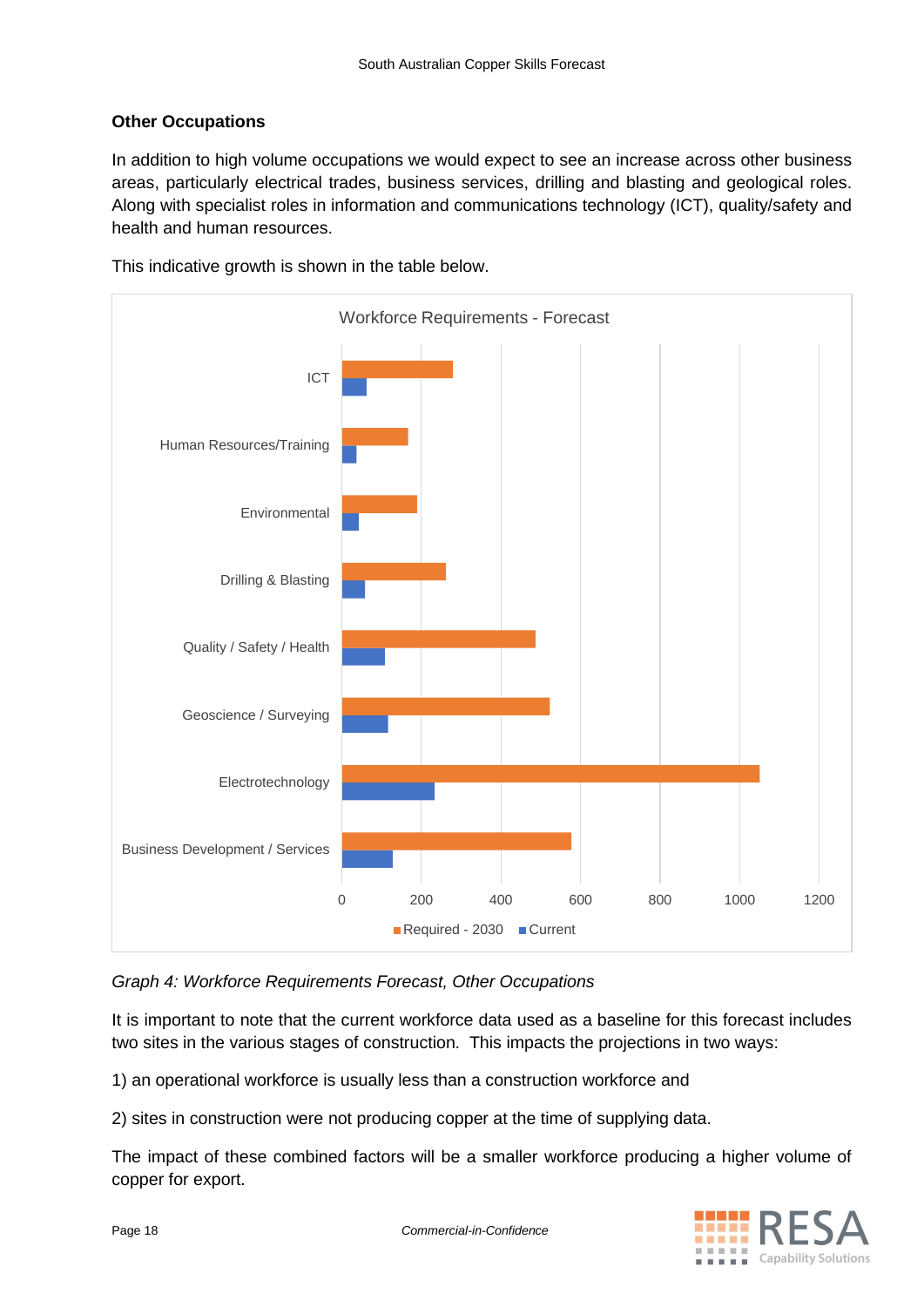### Other Occupations

In addition to high volume occupations we would expect to see an increase across other business areas, particularly electrical trades, business services, drilling and blasting and geological roles. Along with specialist roles in information and communications technology (ICT), quality/safety and health and human resources.

This indicative growth is shown in the table below.

*Graph 4: Workforce Requirements Forecast, Other Occupations*

It is important to note that the current workforce data used as a baseline for this forecast includes two sites in the various stages of construction. This impacts the projections in two ways:

1) an operational workforce is usually less than a construction workforce and

2) sites in construction were not producing copper at the time of supplying data.

The impact of these combined factors will be a smaller workforce producing a higher volume of copper for export.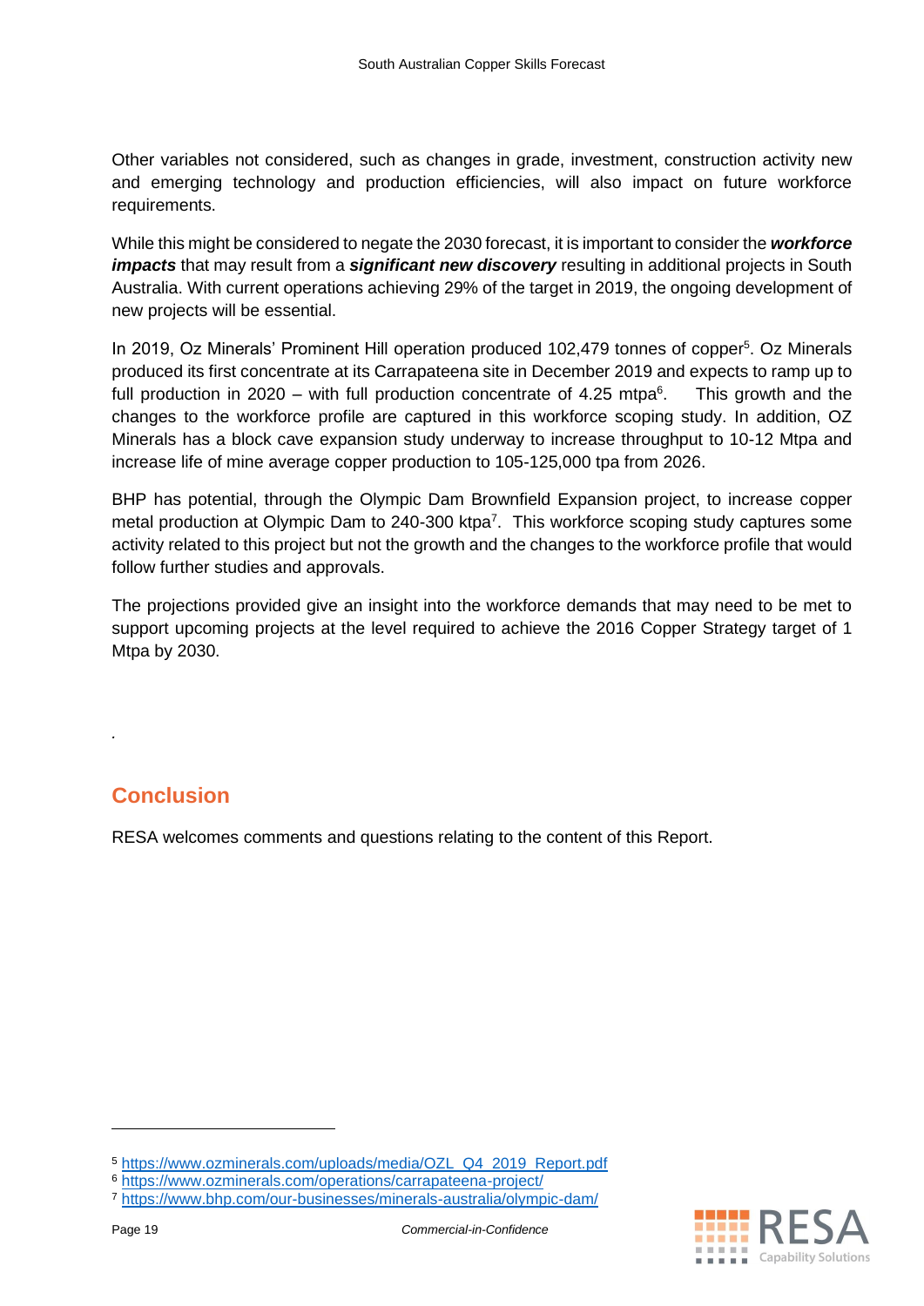Other variables not considered, such as changes in grade, investment, construction activity new and emerging technology and production efficiencies, will also impact on future workforce requirements.

While this might be considered to negate the 2030 forecast, it is important to consider the ***workforce impacts*** that may result from a ***significant new discovery*** resulting in additional projects in South Australia. With current operations achieving 29% of the target in 2019, the ongoing development of new projects will be essential.

In 2019, Oz Minerals' Prominent Hill operation produced 102,479 tonnes of copper[5]. Oz Minerals produced its first concentrate at its Carrapateena site in December 2019 and expects to ramp up to full production in 2020 – with full production concentrate of 4.25 mtpa[6]. This growth and the changes to the workforce profile are captured in this workforce scoping study. In addition, OZ Minerals has a block cave expansion study underway to increase throughput to 10-12 Mtpa and increase life of mine average copper production to 105-125,000 tpa from 2026.

BHP has potential, through the Olympic Dam Brownfield Expansion project, to increase copper metal production at Olympic Dam to 240-300 ktpa[7]. This workforce scoping study captures some activity related to this project but not the growth and the changes to the workforce profile that would follow further studies and approvals.

The projections provided give an insight into the workforce demands that may need to be met to support upcoming projects at the level required to achieve the 2016 Copper Strategy target of 1 Mtpa by 2030.

.

## Conclusion

RESA welcomes comments and questions relating to the content of this Report.

---

[5] https://www.ozminerals.com/uploads/media/OZL_Q4_2019_Report.pdf

[6] https://www.ozminerals.com/operations/carrapateena-project/

[7] https://www.bhp.com/our-businesses/minerals-australia/olympic-dam/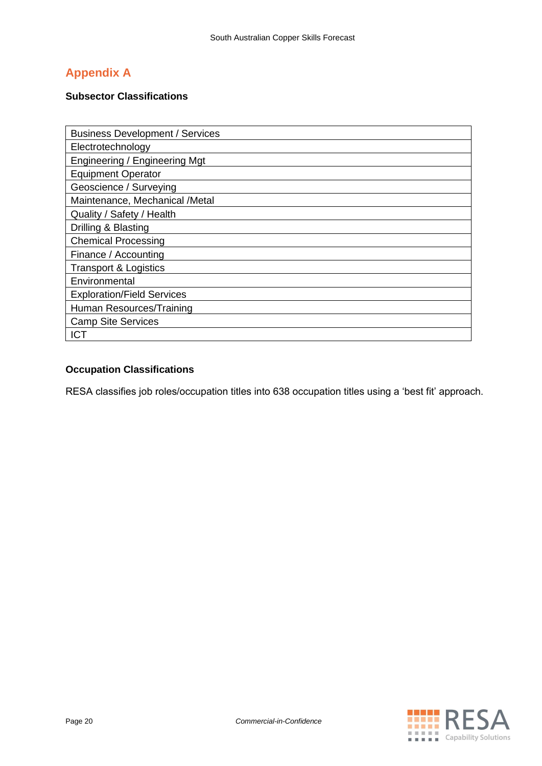## Appendix A

### Subsector Classifications

| Business Development / Services |
|---|
| Electrotechnology |
| Engineering / Engineering Mgt |
| Equipment Operator |
| Geoscience / Surveying |
| Maintenance, Mechanical /Metal |
| Quality / Safety / Health |
| Drilling & Blasting |
| Chemical Processing |
| Finance / Accounting |
| Transport & Logistics |
| Environmental |
| Exploration/Field Services |
| Human Resources/Training |
| Camp Site Services |
| ICT |

### Occupation Classifications

RESA classifies job roles/occupation titles into 638 occupation titles using a 'best fit' approach.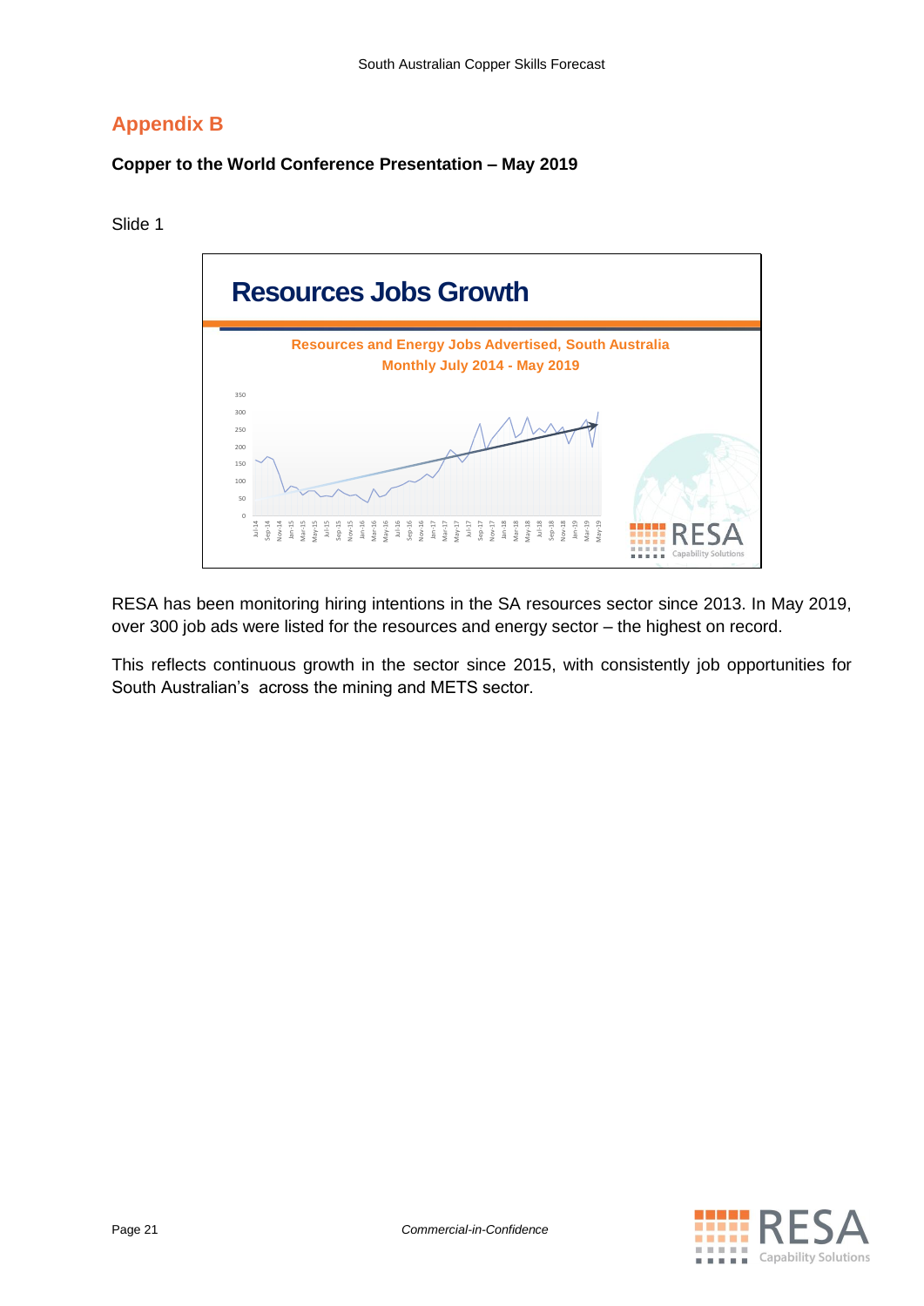## Appendix B

**Copper to the World Conference Presentation – May 2019**

Slide 1

Resources Jobs Growth

Resources and Energy Jobs Advertised, South Australia
Monthly July 2014 - May 2019

RESA has been monitoring hiring intentions in the SA resources sector since 2013. In May 2019, over 300 job ads were listed for the resources and energy sector – the highest on record.

This reflects continuous growth in the sector since 2015, with consistently job opportunities for South Australian's across the mining and METS sector.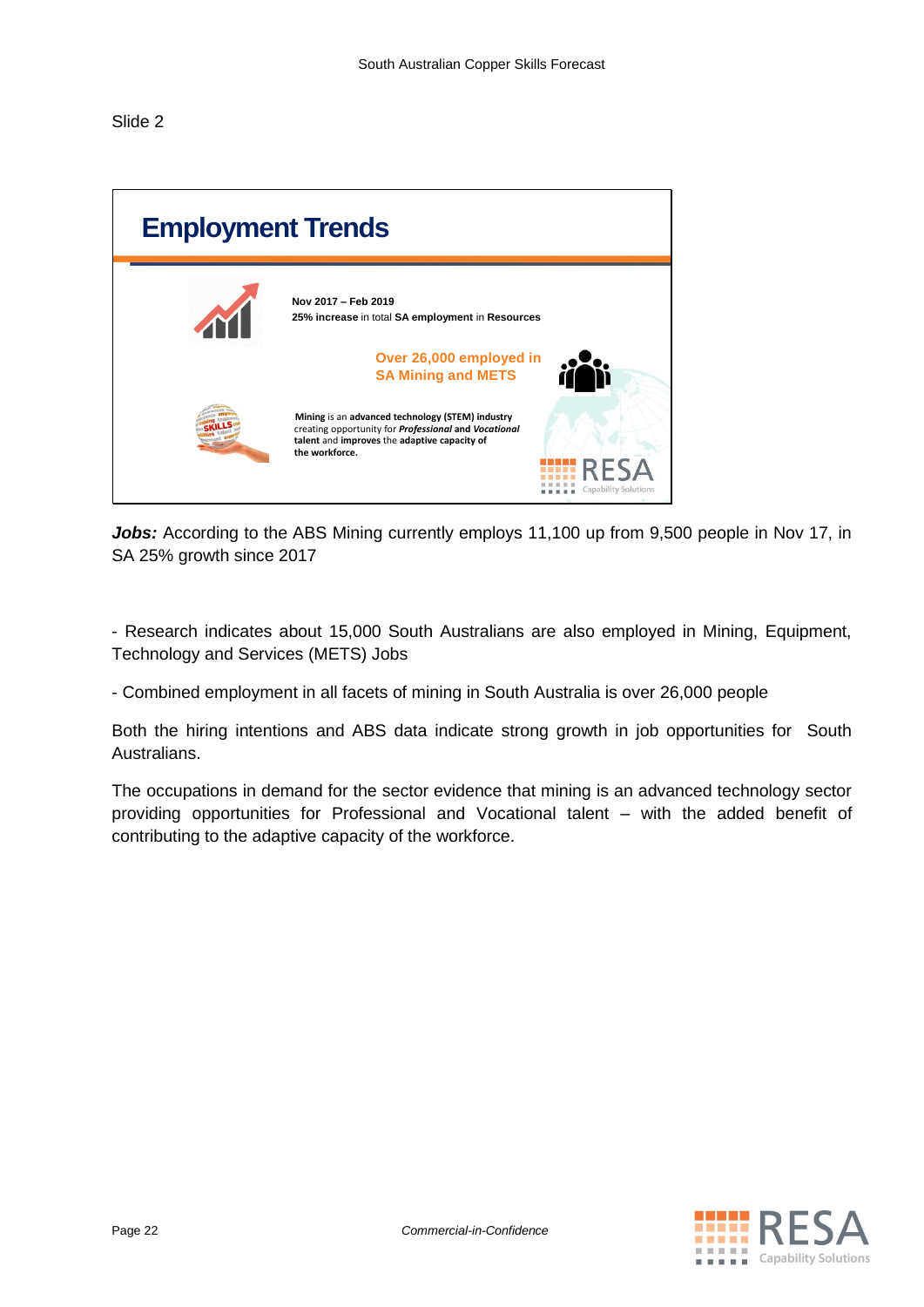Slide 2

## Employment Trends

Nov 2017 – Feb 2019
**25% increase** in total **SA employment** in **Resources**

**Over 26,000 employed in SA Mining and METS**

**Mining** is an **advanced technology (STEM) industry** creating opportunity for ***Professional*** and ***Vocational*** **talent** and **improves** the **adaptive capacity of the workforce.**

***Jobs:*** According to the ABS Mining currently employs 11,100 up from 9,500 people in Nov 17, in SA 25% growth since 2017

- Research indicates about 15,000 South Australians are also employed in Mining, Equipment, Technology and Services (METS) Jobs

- Combined employment in all facets of mining in South Australia is over 26,000 people

Both the hiring intentions and ABS data indicate strong growth in job opportunities for South Australians.

The occupations in demand for the sector evidence that mining is an advanced technology sector providing opportunities for Professional and Vocational talent – with the added benefit of contributing to the adaptive capacity of the workforce.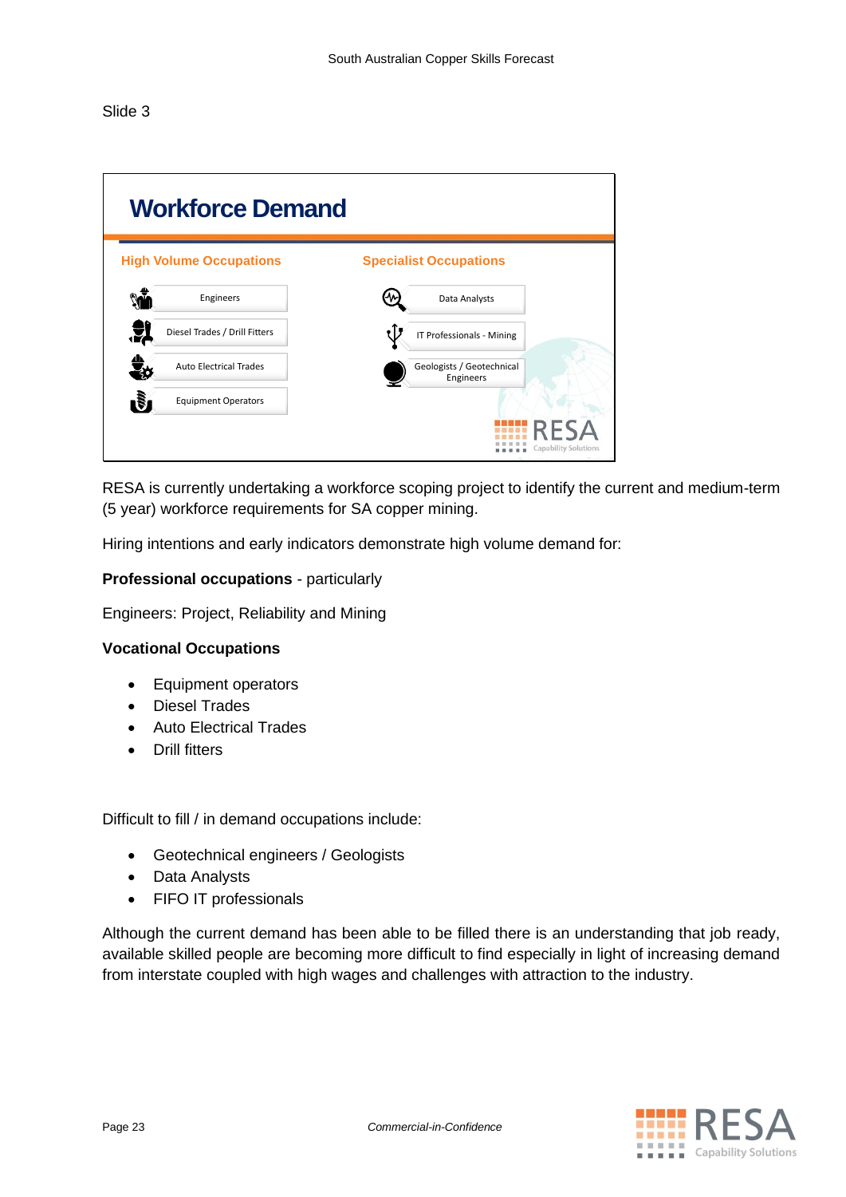Slide 3

## Workforce Demand

**High Volume Occupations**

- Engineers
- Diesel Trades / Drill Fitters
- Auto Electrical Trades
- Equipment Operators

**Specialist Occupations**

- Data Analysts
- IT Professionals - Mining
- Geologists / Geotechnical Engineers

RESA Capability Solutions

RESA is currently undertaking a workforce scoping project to identify the current and medium-term (5 year) workforce requirements for SA copper mining.

Hiring intentions and early indicators demonstrate high volume demand for:

**Professional occupations** - particularly

Engineers: Project, Reliability and Mining

**Vocational Occupations**

- Equipment operators
- Diesel Trades
- Auto Electrical Trades
- Drill fitters

Difficult to fill / in demand occupations include:

- Geotechnical engineers / Geologists
- Data Analysts
- FIFO IT professionals

Although the current demand has been able to be filled there is an understanding that job ready, available skilled people are becoming more difficult to find especially in light of increasing demand from interstate coupled with high wages and challenges with attraction to the industry.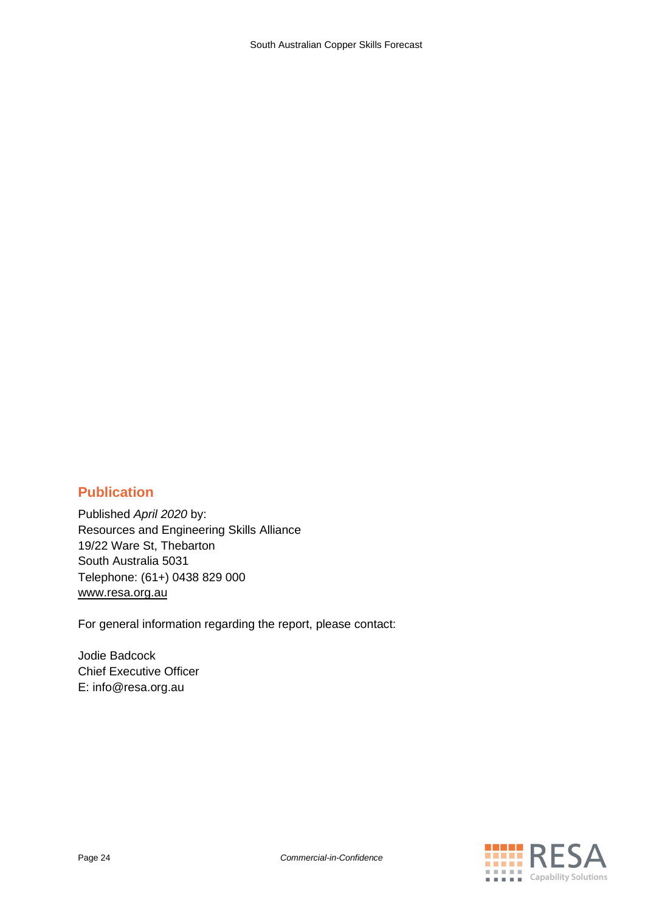## Publication

Published *April 2020* by:
Resources and Engineering Skills Alliance
19/22 Ware St, Thebarton
South Australia 5031
Telephone: (61+) 0438 829 000
www.resa.org.au

For general information regarding the report, please contact:

Jodie Badcock
Chief Executive Officer
E: info@resa.org.au